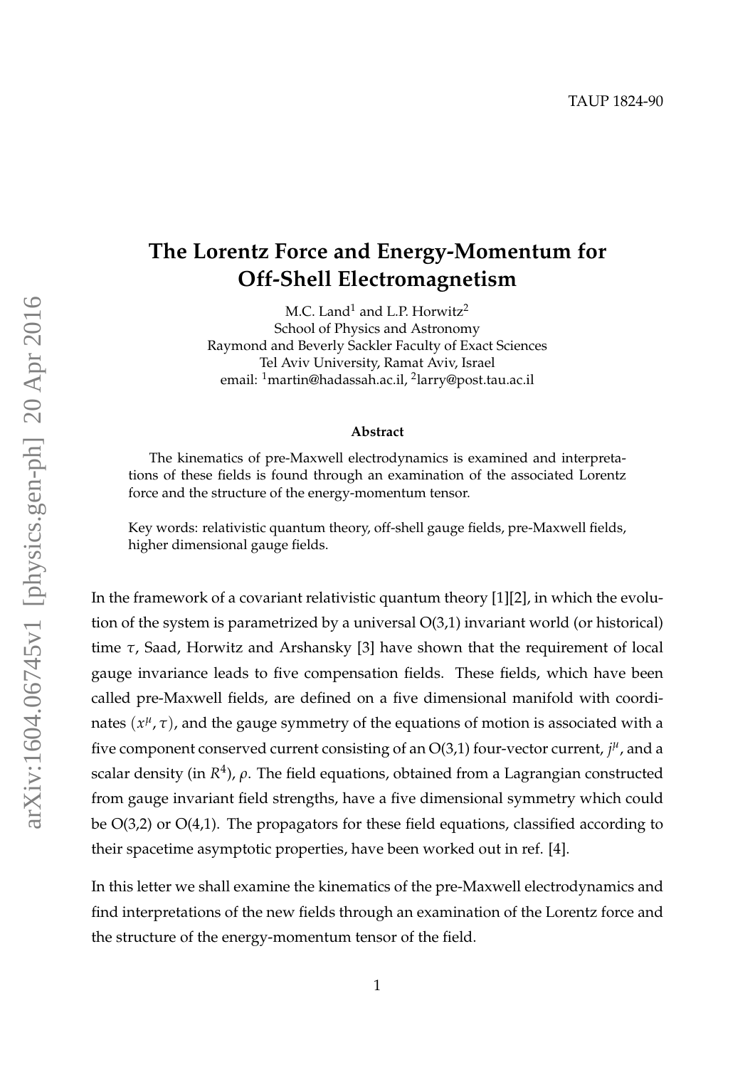TAUP 1824-90

# The Lorentz Force and Energy-Momentum for Off-Shell Electromagnetism

M.C. Land[1] and L.P. Horwitz[2]
School of Physics and Astronomy
Raymond and Beverly Sackler Faculty of Exact Sciences
Tel Aviv University, Ramat Aviv, Israel
email: [1]martin@hadassah.ac.il, [2]larry@post.tau.ac.il

**Abstract**

The kinematics of pre-Maxwell electrodynamics is examined and interpretations of these fields is found through an examination of the associated Lorentz force and the structure of the energy-momentum tensor.

Key words: relativistic quantum theory, off-shell gauge fields, pre-Maxwell fields, higher dimensional gauge fields.

In the framework of a covariant relativistic quantum theory [1][2], in which the evolution of the system is parametrized by a universal O(3,1) invariant world (or historical) time $\tau$, Saad, Horwitz and Arshansky [3] have shown that the requirement of local gauge invariance leads to five compensation fields. These fields, which have been called pre-Maxwell fields, are defined on a five dimensional manifold with coordinates $(x^\mu, \tau)$, and the gauge symmetry of the equations of motion is associated with a five component conserved current consisting of an O(3,1) four-vector current, $j^\mu$, and a scalar density (in $R^4$), $\rho$. The field equations, obtained from a Lagrangian constructed from gauge invariant field strengths, have a five dimensional symmetry which could be O(3,2) or O(4,1). The propagators for these field equations, classified according to their spacetime asymptotic properties, have been worked out in ref. [4].

In this letter we shall examine the kinematics of the pre-Maxwell electrodynamics and find interpretations of the new fields through an examination of the Lorentz force and the structure of the energy-momentum tensor of the field.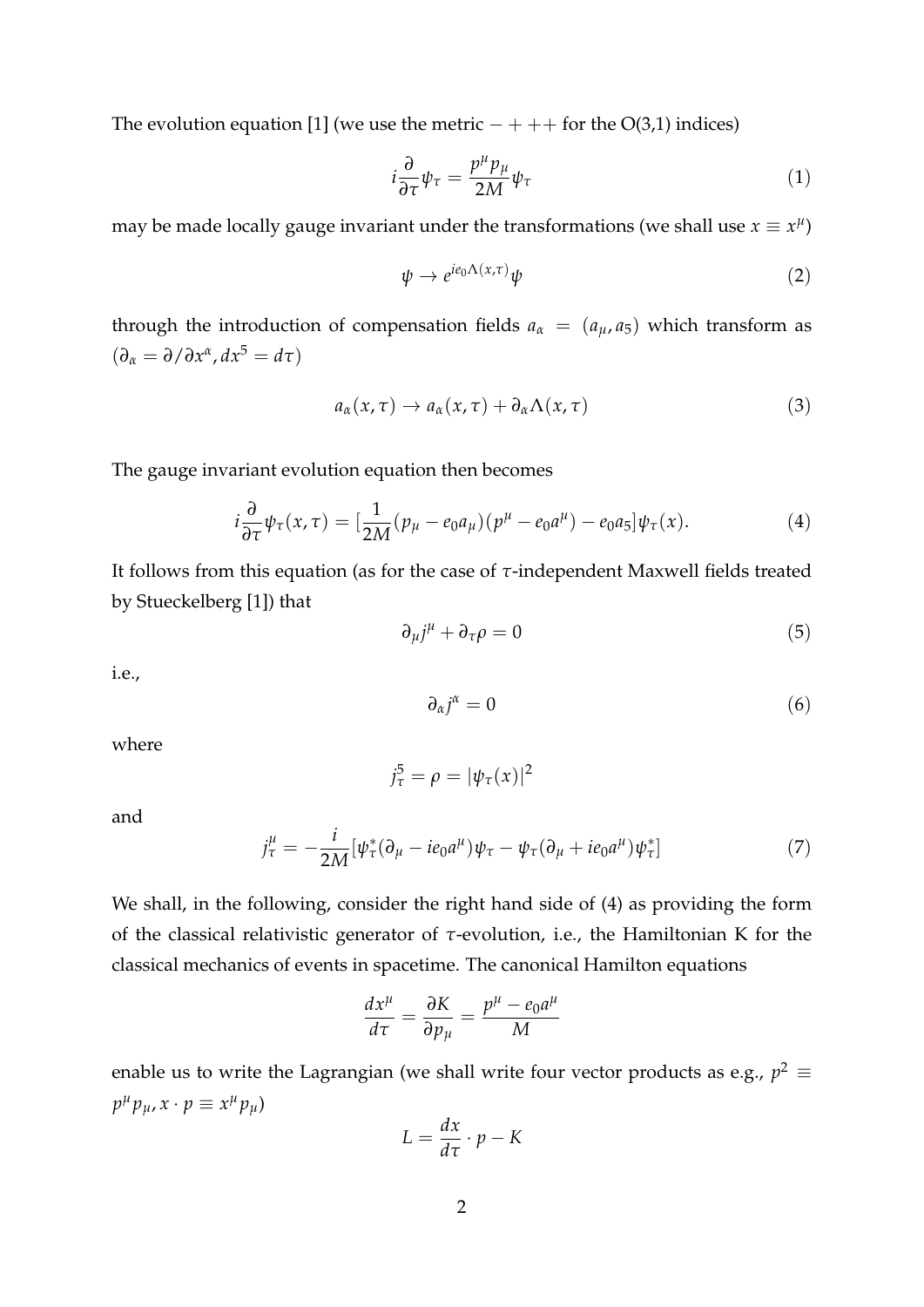The evolution equation [1] (we use the metric $- + + +$ for the O(3,1) indices)

$$i\frac{\partial}{\partial\tau}\psi_\tau = \frac{p^\mu p_\mu}{2M}\psi_\tau \tag{1}$$

may be made locally gauge invariant under the transformations (we shall use $x \equiv x^\mu$)

$$\psi \to e^{ie_0\Lambda(x,\tau)}\psi \tag{2}$$

through the introduction of compensation fields $a_\alpha = (a_\mu, a_5)$ which transform as ($\partial_\alpha = \partial/\partial x^\alpha, dx^5 = d\tau$)

$$a_\alpha(x,\tau) \to a_\alpha(x,\tau) + \partial_\alpha\Lambda(x,\tau) \tag{3}$$

The gauge invariant evolution equation then becomes

$$i\frac{\partial}{\partial\tau}\psi_\tau(x,\tau) = [\frac{1}{2M}(p_\mu - e_0 a_\mu)(p^\mu - e_0 a^\mu) - e_0 a_5]\psi_\tau(x). \tag{4}$$

It follows from this equation (as for the case of $\tau$-independent Maxwell fields treated by Stueckelberg [1]) that

$$\partial_\mu j^\mu + \partial_\tau\rho = 0 \tag{5}$$

i.e.,

$$\partial_\alpha j^\alpha = 0 \tag{6}$$

where

$$j^5_\tau = \rho = |\psi_\tau(x)|^2$$

and

$$j^\mu_\tau = -\frac{i}{2M}[\psi^*_\tau(\partial_\mu - ie_0 a^\mu)\psi_\tau - \psi_\tau(\partial_\mu + ie_0 a^\mu)\psi^*_\tau] \tag{7}$$

We shall, in the following, consider the right hand side of (4) as providing the form of the classical relativistic generator of $\tau$-evolution, i.e., the Hamiltonian K for the classical mechanics of events in spacetime. The canonical Hamilton equations

$$\frac{dx^\mu}{d\tau} = \frac{\partial K}{\partial p_\mu} = \frac{p^\mu - e_0 a^\mu}{M}$$

enable us to write the Lagrangian (we shall write four vector products as e.g., $p^2 \equiv p^\mu p_\mu, x \cdot p \equiv x^\mu p_\mu$)

$$L = \frac{dx}{d\tau} \cdot p - K$$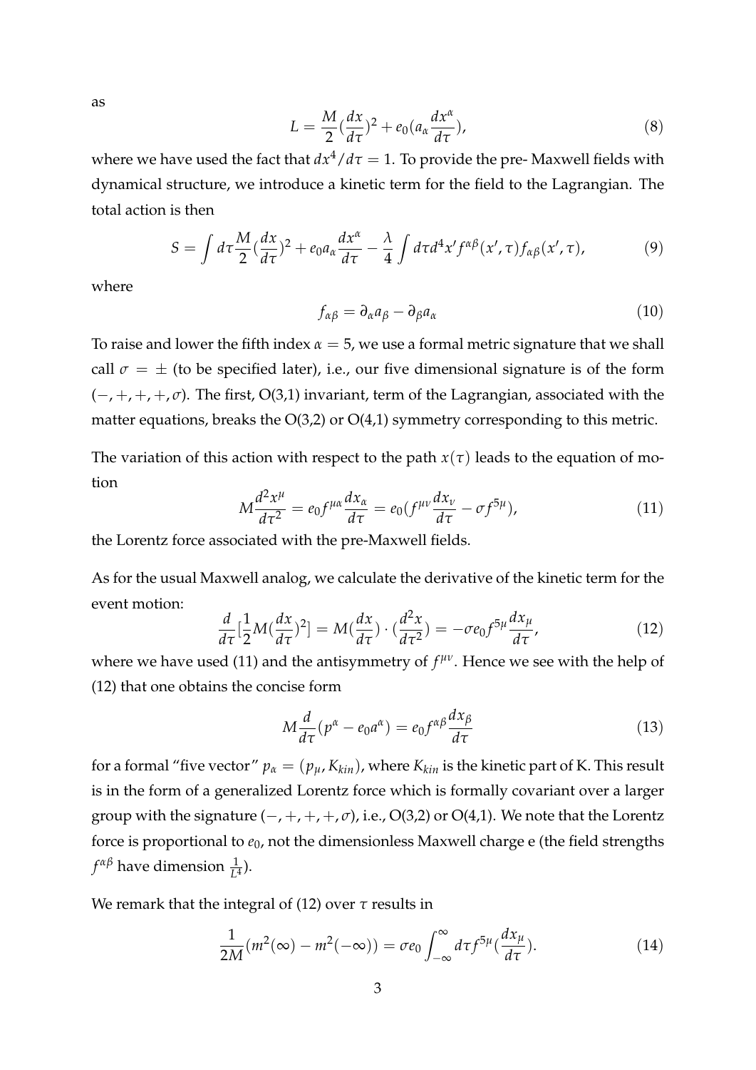as

$$L = \frac{M}{2}(\frac{dx}{d\tau})^2 + e_0(a_\alpha \frac{dx^\alpha}{d\tau}), \tag{8}$$

where we have used the fact that $dx^4/d\tau = 1$. To provide the pre- Maxwell fields with dynamical structure, we introduce a kinetic term for the field to the Lagrangian. The total action is then

$$S = \int d\tau \frac{M}{2}(\frac{dx}{d\tau})^2 + e_0 a_\alpha \frac{dx^\alpha}{d\tau} - \frac{\lambda}{4}\int d\tau d^4x' f^{\alpha\beta}(x',\tau) f_{\alpha\beta}(x',\tau), \tag{9}$$

where

$$f_{\alpha\beta} = \partial_\alpha a_\beta - \partial_\beta a_\alpha \tag{10}$$

To raise and lower the fifth index $\alpha = 5$, we use a formal metric signature that we shall call $\sigma = \pm$ (to be specified later), i.e., our five dimensional signature is of the form $(-,+,+,+,\sigma)$. The first, O(3,1) invariant, term of the Lagrangian, associated with the matter equations, breaks the O(3,2) or O(4,1) symmetry corresponding to this metric.

The variation of this action with respect to the path $x(\tau)$ leads to the equation of motion

$$M\frac{d^2x^\mu}{d\tau^2} = e_0 f^{\mu\alpha}\frac{dx_\alpha}{d\tau} = e_0(f^{\mu\nu}\frac{dx_\nu}{d\tau} - \sigma f^{5\mu}), \tag{11}$$

the Lorentz force associated with the pre-Maxwell fields.

As for the usual Maxwell analog, we calculate the derivative of the kinetic term for the event motion:

$$\frac{d}{d\tau}[\frac{1}{2}M(\frac{dx}{d\tau})^2] = M(\frac{dx}{d\tau})\cdot(\frac{d^2x}{d\tau^2}) = -\sigma e_0 f^{5\mu}\frac{dx_\mu}{d\tau}, \tag{12}$$

where we have used (11) and the antisymmetry of $f^{\mu\nu}$. Hence we see with the help of (12) that one obtains the concise form

$$M\frac{d}{d\tau}(p^\alpha - e_0 a^\alpha) = e_0 f^{\alpha\beta}\frac{dx_\beta}{d\tau} \tag{13}$$

for a formal "five vector" $p_\alpha = (p_\mu, K_{kin})$, where $K_{kin}$ is the kinetic part of K. This result is in the form of a generalized Lorentz force which is formally covariant over a larger group with the signature $(-,+,+,+,\sigma)$, i.e., O(3,2) or O(4,1). We note that the Lorentz force is proportional to $e_0$, not the dimensionless Maxwell charge e (the field strengths $f^{\alpha\beta}$ have dimension $\frac{1}{L^4}$).

We remark that the integral of (12) over $\tau$ results in

$$\frac{1}{2M}(m^2(\infty) - m^2(-\infty)) = \sigma e_0 \int_{-\infty}^{\infty} d\tau f^{5\mu}(\frac{dx_\mu}{d\tau}). \tag{14}$$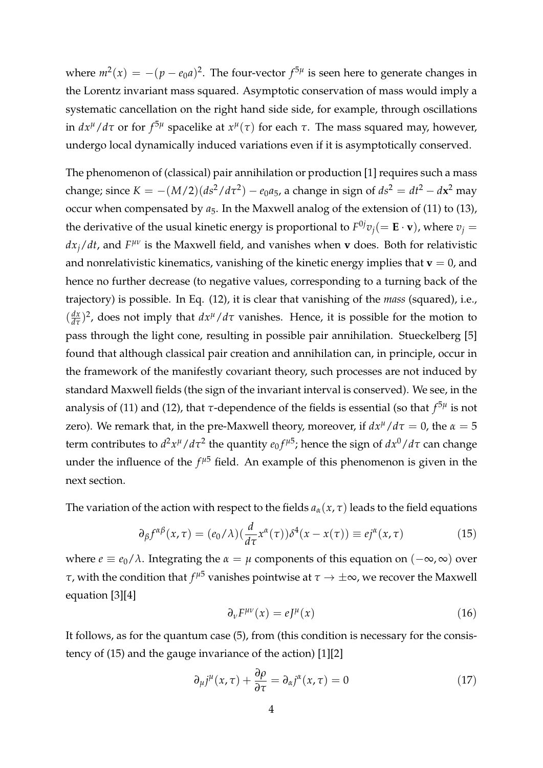where $m^2(x) = -(p - e_0 a)^2$. The four-vector $f^{5\mu}$ is seen here to generate changes in the Lorentz invariant mass squared. Asymptotic conservation of mass would imply a systematic cancellation on the right hand side side, for example, through oscillations in $dx^\mu/d\tau$ or for $f^{5\mu}$ spacelike at $x^\mu(\tau)$ for each $\tau$. The mass squared may, however, undergo local dynamically induced variations even if it is asymptotically conserved.

The phenomenon of (classical) pair annihilation or production [1] requires such a mass change; since $K = -(M/2)(ds^2/d\tau^2) - e_0 a_5$, a change in sign of $ds^2 = dt^2 - d\mathbf{x}^2$ may occur when compensated by $a_5$. In the Maxwell analog of the extension of (11) to (13), the derivative of the usual kinetic energy is proportional to $F^{0j}v_j (= \mathbf{E} \cdot \mathbf{v})$, where $v_j = dx_j/dt$, and $F^{\mu\nu}$ is the Maxwell field, and vanishes when $\mathbf{v}$ does. Both for relativistic and nonrelativistic kinematics, vanishing of the kinetic energy implies that $\mathbf{v} = 0$, and hence no further decrease (to negative values, corresponding to a turning back of the trajectory) is possible. In Eq. (12), it is clear that vanishing of the *mass* (squared), i.e., $(\frac{dx}{d\tau})^2$, does not imply that $dx^\mu/d\tau$ vanishes. Hence, it is possible for the motion to pass through the light cone, resulting in possible pair annihilation. Stueckelberg [5] found that although classical pair creation and annihilation can, in principle, occur in the framework of the manifestly covariant theory, such processes are not induced by standard Maxwell fields (the sign of the invariant interval is conserved). We see, in the analysis of (11) and (12), that $\tau$-dependence of the fields is essential (so that $f^{5\mu}$ is not zero). We remark that, in the pre-Maxwell theory, moreover, if $dx^\mu/d\tau = 0$, the $\alpha = 5$ term contributes to $d^2x^\mu/d\tau^2$ the quantity $e_0 f^{\mu 5}$; hence the sign of $dx^0/d\tau$ can change under the influence of the $f^{\mu 5}$ field. An example of this phenomenon is given in the next section.

The variation of the action with respect to the fields $a_\alpha(x,\tau)$ leads to the field equations

$$\partial_\beta f^{\alpha\beta}(x,\tau) = (e_0/\lambda)(\frac{d}{d\tau}x^\alpha(\tau))\delta^4(x - x(\tau)) \equiv e j^\alpha(x,\tau) \tag{15}$$

where $e \equiv e_0/\lambda$. Integrating the $\alpha = \mu$ components of this equation on $(-\infty,\infty)$ over $\tau$, with the condition that $f^{\mu 5}$ vanishes pointwise at $\tau \to \pm\infty$, we recover the Maxwell equation [3][4]

$$\partial_\nu F^{\mu\nu}(x) = e J^\mu(x) \tag{16}$$

It follows, as for the quantum case (5), from (this condition is necessary for the consistency of (15) and the gauge invariance of the action) [1][2]

$$\partial_\mu j^\mu(x,\tau) + \frac{\partial \rho}{\partial \tau} = \partial_\alpha j^\alpha(x,\tau) = 0 \tag{17}$$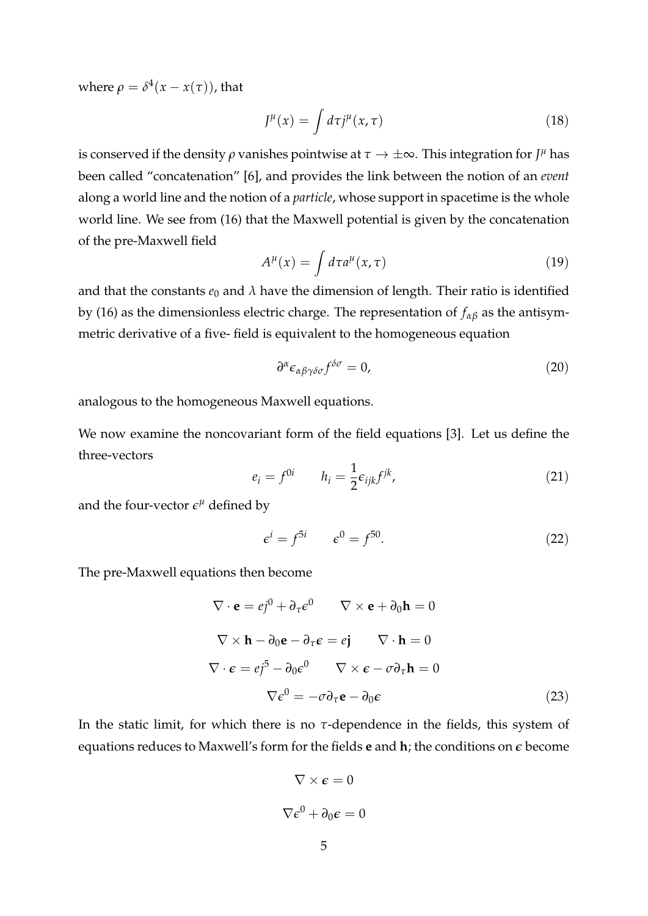where $\rho = \delta^4(x - x(\tau))$, that

$$J^\mu(x) = \int d\tau j^\mu(x, \tau) \tag{18}$$

is conserved if the density $\rho$ vanishes pointwise at $\tau \to \pm\infty$. This integration for $J^\mu$ has been called "concatenation" [6], and provides the link between the notion of an *event* along a world line and the notion of a *particle*, whose support in spacetime is the whole world line. We see from (16) that the Maxwell potential is given by the concatenation of the pre-Maxwell field

$$A^\mu(x) = \int d\tau a^\mu(x, \tau) \tag{19}$$

and that the constants $e_0$ and $\lambda$ have the dimension of length. Their ratio is identified by (16) as the dimensionless electric charge. The representation of $f_{\alpha\beta}$ as the antisymmetric derivative of a five- field is equivalent to the homogeneous equation

$$\partial^\alpha \epsilon_{\alpha\beta\gamma\delta\sigma} f^{\delta\sigma} = 0, \tag{20}$$

analogous to the homogeneous Maxwell equations.

We now examine the noncovariant form of the field equations [3]. Let us define the three-vectors

$$e_i = f^{0i} \qquad h_i = \frac{1}{2}\epsilon_{ijk} f^{jk}, \tag{21}$$

and the four-vector $\epsilon^\mu$ defined by

$$\epsilon^i = f^{5i} \qquad \epsilon^0 = f^{50}. \tag{22}$$

The pre-Maxwell equations then become

$$
\begin{gathered}
\nabla \cdot \mathbf{e} = e j^0 + \partial_\tau \epsilon^0 \qquad \nabla \times \mathbf{e} + \partial_0 \mathbf{h} = 0 \\
\nabla \times \mathbf{h} - \partial_0 \mathbf{e} - \partial_\tau \boldsymbol{\epsilon} = e \mathbf{j} \qquad \nabla \cdot \mathbf{h} = 0 \\
\nabla \cdot \boldsymbol{\epsilon} = e j^5 - \partial_0 \epsilon^0 \qquad \nabla \times \boldsymbol{\epsilon} - \sigma \partial_\tau \mathbf{h} = 0 \\
\nabla \epsilon^0 = -\sigma \partial_\tau \mathbf{e} - \partial_0 \boldsymbol{\epsilon}
\end{gathered} \tag{23}
$$

In the static limit, for which there is no $\tau$-dependence in the fields, this system of equations reduces to Maxwell's form for the fields $\mathbf{e}$ and $\mathbf{h}$; the conditions on $\boldsymbol{\epsilon}$ become

$$
\begin{gathered}
\nabla \times \boldsymbol{\epsilon} = 0 \\
\nabla \epsilon^0 + \partial_0 \boldsymbol{\epsilon} = 0
\end{gathered}
$$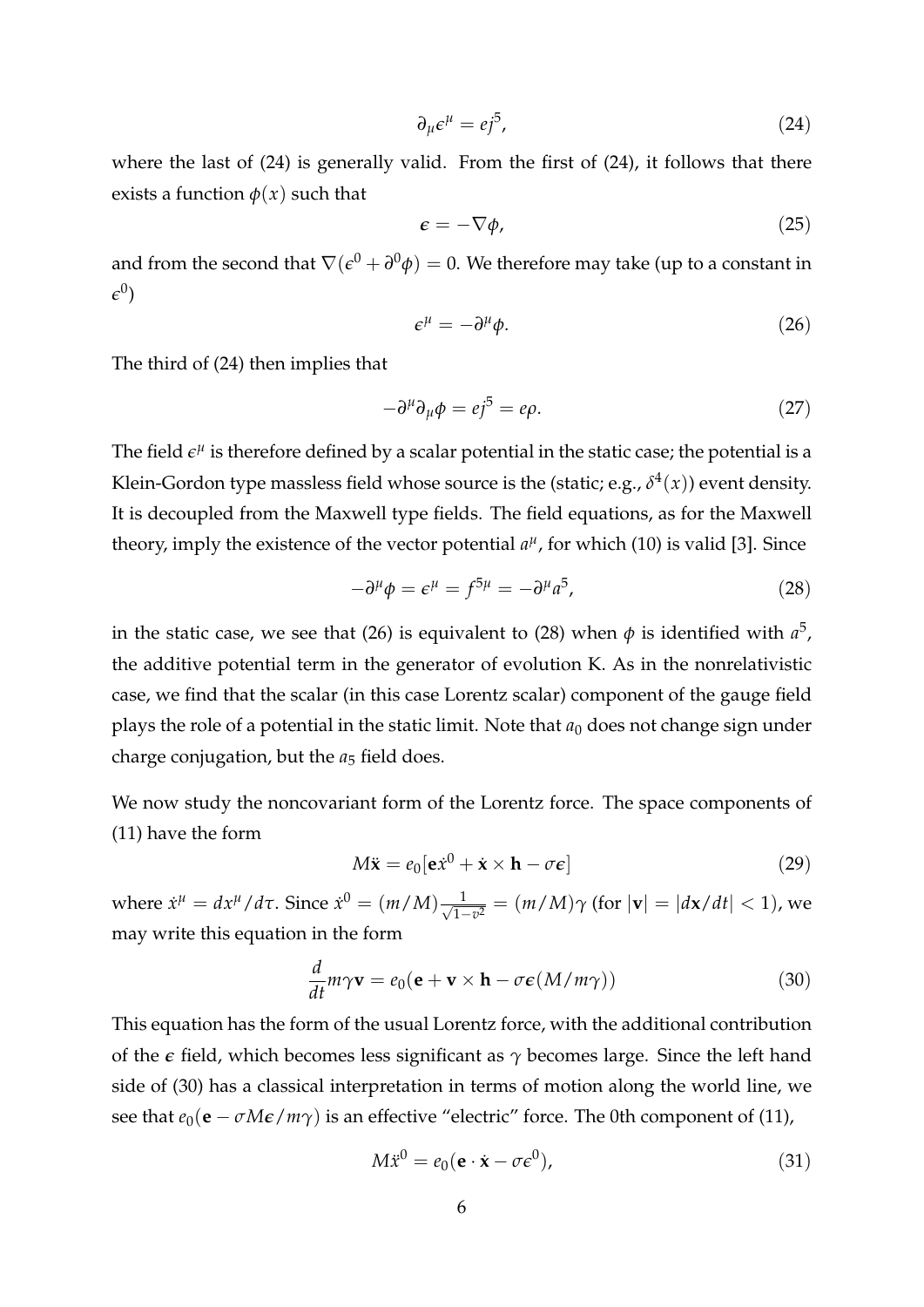$$\partial_\mu \epsilon^\mu = e j^5, \tag{24}$$

where the last of (24) is generally valid. From the first of (24), it follows that there exists a function $\phi(x)$ such that

$$\boldsymbol{\epsilon} = -\nabla\phi, \tag{25}$$

and from the second that $\nabla(\epsilon^0 + \partial^0\phi) = 0$. We therefore may take (up to a constant in $\epsilon^0$)

$$\epsilon^\mu = -\partial^\mu \phi. \tag{26}$$

The third of (24) then implies that

$$-\partial^\mu\partial_\mu\phi = e j^5 = e\rho. \tag{27}$$

The field $\epsilon^\mu$ is therefore defined by a scalar potential in the static case; the potential is a Klein-Gordon type massless field whose source is the (static; e.g., $\delta^4(x)$) event density. It is decoupled from the Maxwell type fields. The field equations, as for the Maxwell theory, imply the existence of the vector potential $a^\mu$, for which (10) is valid [3]. Since

$$-\partial^\mu\phi = \epsilon^\mu = f^{5\mu} = -\partial^\mu a^5, \tag{28}$$

in the static case, we see that (26) is equivalent to (28) when $\phi$ is identified with $a^5$, the additive potential term in the generator of evolution K. As in the nonrelativistic case, we find that the scalar (in this case Lorentz scalar) component of the gauge field plays the role of a potential in the static limit. Note that $a_0$ does not change sign under charge conjugation, but the $a_5$ field does.

We now study the noncovariant form of the Lorentz force. The space components of (11) have the form

$$M\ddot{\mathbf{x}} = e_0[\mathbf{e}\dot{x}^0 + \dot{\mathbf{x}} \times \mathbf{h} - \sigma\boldsymbol{\epsilon}] \tag{29}$$

where $\dot{x}^\mu = dx^\mu/d\tau$. Since $\dot{x}^0 = (m/M)\frac{1}{\sqrt{1-v^2}} = (m/M)\gamma$ (for $|\mathbf{v}| = |d\mathbf{x}/dt| < 1$), we may write this equation in the form

$$\frac{d}{dt} m\gamma\mathbf{v} = e_0(\mathbf{e} + \mathbf{v} \times \mathbf{h} - \sigma\boldsymbol{\epsilon}(M/m\gamma)) \tag{30}$$

This equation has the form of the usual Lorentz force, with the additional contribution of the $\boldsymbol{\epsilon}$ field, which becomes less significant as $\gamma$ becomes large. Since the left hand side of (30) has a classical interpretation in terms of motion along the world line, we see that $e_0(\mathbf{e} - \sigma M\boldsymbol{\epsilon}/m\gamma)$ is an effective "electric" force. The 0th component of (11),

$$M\ddot{x}^0 = e_0(\mathbf{e} \cdot \dot{\mathbf{x}} - \sigma\epsilon^0), \tag{31}$$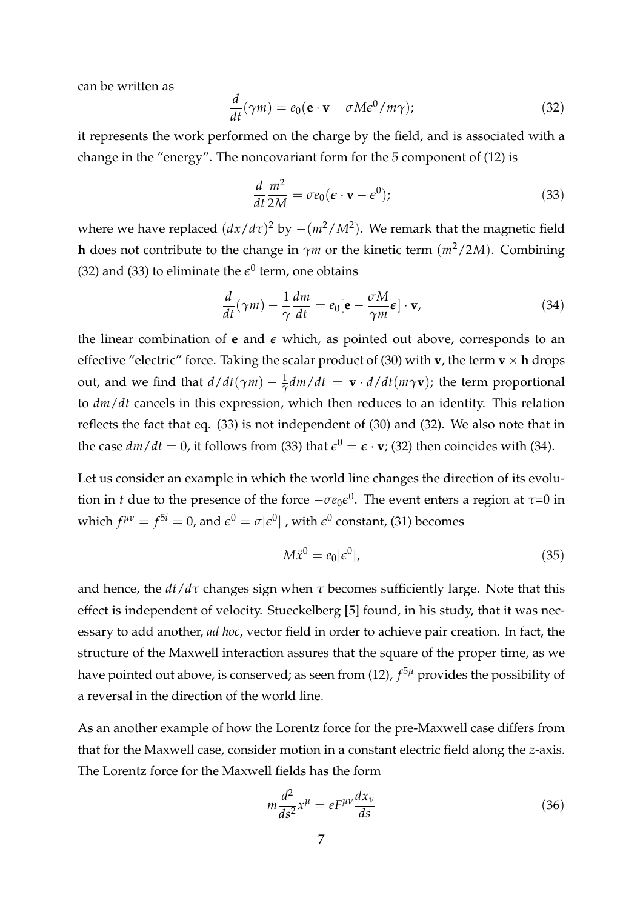can be written as

$$\frac{d}{dt}(\gamma m) = e_0(\mathbf{e} \cdot \mathbf{v} - \sigma M \epsilon^0 / m\gamma); \tag{32}$$

it represents the work performed on the charge by the field, and is associated with a change in the "energy". The noncovariant form for the 5 component of (12) is

$$\frac{d}{dt}\frac{m^2}{2M} = \sigma e_0(\boldsymbol{\epsilon} \cdot \mathbf{v} - \epsilon^0); \tag{33}$$

where we have replaced $(dx/d\tau)^2$ by $-(m^2/M^2)$. We remark that the magnetic field $\mathbf{h}$ does not contribute to the change in $\gamma m$ or the kinetic term $(m^2/2M)$. Combining (32) and (33) to eliminate the $\epsilon^0$ term, one obtains

$$\frac{d}{dt}(\gamma m) - \frac{1}{\gamma}\frac{dm}{dt} = e_0[\mathbf{e} - \frac{\sigma M}{\gamma m}\boldsymbol{\epsilon}] \cdot \mathbf{v}, \tag{34}$$

the linear combination of $\mathbf{e}$ and $\boldsymbol{\epsilon}$ which, as pointed out above, corresponds to an effective "electric" force. Taking the scalar product of (30) with $\mathbf{v}$, the term $\mathbf{v} \times \mathbf{h}$ drops out, and we find that $d/dt(\gamma m) - \frac{1}{\gamma}dm/dt = \mathbf{v} \cdot d/dt(m\gamma\mathbf{v})$; the term proportional to $dm/dt$ cancels in this expression, which then reduces to an identity. This relation reflects the fact that eq. (33) is not independent of (30) and (32). We also note that in the case $dm/dt = 0$, it follows from (33) that $\epsilon^0 = \boldsymbol{\epsilon} \cdot \mathbf{v}$; (32) then coincides with (34).

Let us consider an example in which the world line changes the direction of its evolution in $t$ due to the presence of the force $-\sigma e_0 \epsilon^0$. The event enters a region at $\tau$=0 in which $f^{\mu\nu} = f^{5i} = 0$, and $\epsilon^0 = \sigma|\epsilon^0|$ , with $\epsilon^0$ constant, (31) becomes

$$M\ddot{x}^0 = e_0|\epsilon^0|, \tag{35}$$

and hence, the $dt/d\tau$ changes sign when $\tau$ becomes sufficiently large. Note that this effect is independent of velocity. Stueckelberg [5] found, in his study, that it was necessary to add another, *ad hoc*, vector field in order to achieve pair creation. In fact, the structure of the Maxwell interaction assures that the square of the proper time, as we have pointed out above, is conserved; as seen from (12), $f^{5\mu}$ provides the possibility of a reversal in the direction of the world line.

As an another example of how the Lorentz force for the pre-Maxwell case differs from that for the Maxwell case, consider motion in a constant electric field along the $z$-axis. The Lorentz force for the Maxwell fields has the form

$$m\frac{d^2}{ds^2}x^\mu = eF^{\mu\nu}\frac{dx_\nu}{ds} \tag{36}$$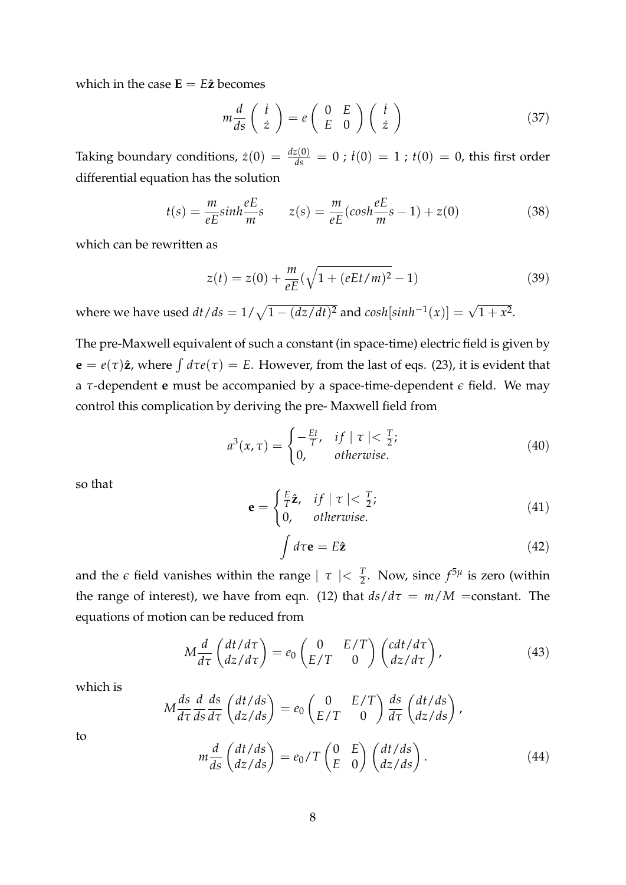which in the case $\mathbf{E} = E\hat{\mathbf{z}}$ becomes

$$m\frac{d}{ds}\left(\begin{array}{c}\dot{t}\\ \dot{z}\end{array}\right) = e\left(\begin{array}{cc}0 & E\\ E & 0\end{array}\right)\left(\begin{array}{c}\dot{t}\\ \dot{z}\end{array}\right) \tag{37}$$

Taking boundary conditions, $\dot{z}(0) = \frac{dz(0)}{ds} = 0$ ; $\dot{t}(0) = 1$ ; $t(0) = 0$, this first order differential equation has the solution

$$t(s) = \frac{m}{eE}sinh\frac{eE}{m}s \qquad z(s) = \frac{m}{eE}(cosh\frac{eE}{m}s - 1) + z(0) \tag{38}$$

which can be rewritten as

$$z(t) = z(0) + \frac{m}{eE}(\sqrt{1 + (eEt/m)^2} - 1) \tag{39}$$

where we have used $dt/ds = 1/\sqrt{1 - (dz/dt)^2}$ and $cosh[sinh^{-1}(x)] = \sqrt{1 + x^2}$.

The pre-Maxwell equivalent of such a constant (in space-time) electric field is given by $\mathbf{e} = e(\tau)\hat{\mathbf{z}}$, where $\int d\tau e(\tau) = E$. However, from the last of eqs. (23), it is evident that a $\tau$-dependent $\mathbf{e}$ must be accompanied by a space-time-dependent $\epsilon$ field. We may control this complication by deriving the pre- Maxwell field from

$$a^3(x,\tau) = \begin{cases} -\frac{Et}{T}, & if \mid \tau \mid < \frac{T}{2}; \\ 0, & otherwise. \end{cases} \tag{40}$$

so that

$$\mathbf{e} = \begin{cases} \frac{E}{T}\hat{\mathbf{z}}, & if \mid \tau \mid < \frac{T}{2}; \\ 0, & otherwise. \end{cases} \tag{41}$$

$$\int d\tau \mathbf{e} = E\hat{\mathbf{z}} \tag{42}$$

and the $\epsilon$ field vanishes within the range $\mid \tau \mid < \frac{T}{2}$. Now, since $f^{5\mu}$ is zero (within the range of interest), we have from eqn. (12) that $ds/d\tau = m/M$ =constant. The equations of motion can be reduced from

$$M\frac{d}{d\tau}\begin{pmatrix} dt/d\tau \\ dz/d\tau \end{pmatrix} = e_0 \begin{pmatrix} 0 & E/T \\ E/T & 0 \end{pmatrix}\begin{pmatrix} cdt/d\tau \\ dz/d\tau \end{pmatrix}, \tag{43}$$

which is

$$M\frac{ds}{d\tau}\frac{d}{ds}\frac{ds}{d\tau}\begin{pmatrix} dt/ds \\ dz/ds \end{pmatrix} = e_0 \begin{pmatrix} 0 & E/T \\ E/T & 0 \end{pmatrix}\frac{ds}{d\tau}\begin{pmatrix} dt/ds \\ dz/ds \end{pmatrix},$$

to

$$m\frac{d}{ds}\begin{pmatrix} dt/ds \\ dz/ds \end{pmatrix} = e_0/T \begin{pmatrix} 0 & E \\ E & 0 \end{pmatrix}\begin{pmatrix} dt/ds \\ dz/ds \end{pmatrix}. \tag{44}$$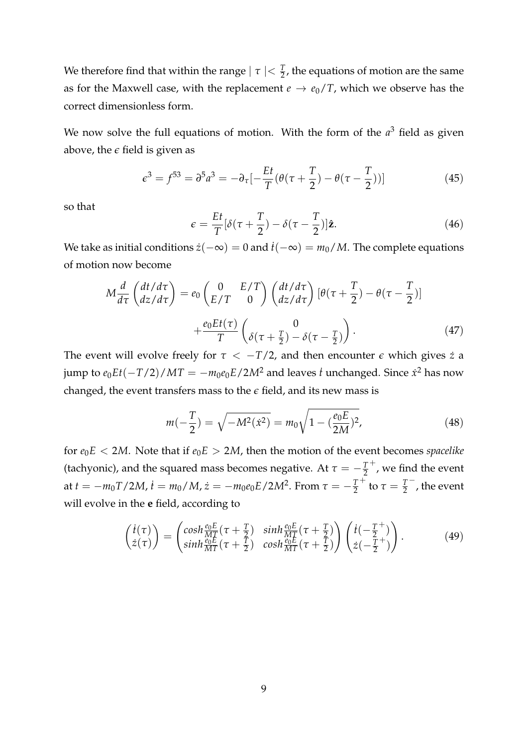We therefore find that within the range $|\tau| < \frac{T}{2}$, the equations of motion are the same as for the Maxwell case, with the replacement $e \to e_0/T$, which we observe has the correct dimensionless form.

We now solve the full equations of motion. With the form of the $a^3$ field as given above, the $\epsilon$ field is given as

$$\epsilon^3 = f^{53} = \partial^5 a^3 = -\partial_\tau [-\frac{Et}{T}(\theta(\tau + \frac{T}{2}) - \theta(\tau - \frac{T}{2}))] \tag{45}$$

so that

$$\epsilon = \frac{Et}{T}[\delta(\tau + \frac{T}{2}) - \delta(\tau - \frac{T}{2})]\hat{\mathbf{z}}. \tag{46}$$

We take as initial conditions $\dot{z}(-\infty) = 0$ and $\dot{t}(-\infty) = m_0/M$. The complete equations of motion now become

$$M\frac{d}{d\tau}\begin{pmatrix} dt/d\tau \\ dz/d\tau \end{pmatrix} = e_0 \begin{pmatrix} 0 & E/T \\ E/T & 0 \end{pmatrix} \begin{pmatrix} dt/d\tau \\ dz/d\tau \end{pmatrix} [\theta(\tau + \frac{T}{2}) - \theta(\tau - \frac{T}{2})]$$
$$+ \frac{e_0 E t(\tau)}{T} \begin{pmatrix} 0 \\ \delta(\tau + \frac{T}{2}) - \delta(\tau - \frac{T}{2}) \end{pmatrix}. \tag{47}$$

The event will evolve freely for $\tau < -T/2$, and then encounter $\epsilon$ which gives $\dot{z}$ a jump to $e_0 E t(-T/2)/MT = -m_0 e_0 E/2M^2$ and leaves $\dot{t}$ unchanged. Since $\dot{x}^2$ has now changed, the event transfers mass to the $\epsilon$ field, and its new mass is

$$m(-\frac{T}{2}) = \sqrt{-M^2(\dot{x}^2)} = m_0\sqrt{1 - (\frac{e_0 E}{2M})^2}, \tag{48}$$

for $e_0 E < 2M$. Note that if $e_0 E > 2M$, then the motion of the event becomes *spacelike* (tachyonic), and the squared mass becomes negative. At $\tau = -\frac{T}{2}^+$, we find the event at $t = -m_0 T/2M$, $\dot{t} = m_0/M$, $\dot{z} = -m_0 e_0 E/2M^2$. From $\tau = -\frac{T}{2}^+$ to $\tau = \frac{T}{2}^-$, the event will evolve in the $\mathbf{e}$ field, according to

$$\begin{pmatrix} \dot{t}(\tau) \\ \dot{z}(\tau) \end{pmatrix} = \begin{pmatrix} \cosh\frac{e_0 E}{MT}(\tau + \frac{T}{2}) & \sinh\frac{e_0 E}{MT}(\tau + \frac{T}{2}) \\ \sinh\frac{e_0 E}{MT}(\tau + \frac{T}{2}) & \cosh\frac{e_0 E}{MT}(\tau + \frac{T}{2}) \end{pmatrix} \begin{pmatrix} \dot{t}(-\frac{T}{2}^+) \\ \dot{z}(-\frac{T}{2}^+) \end{pmatrix}. \tag{49}$$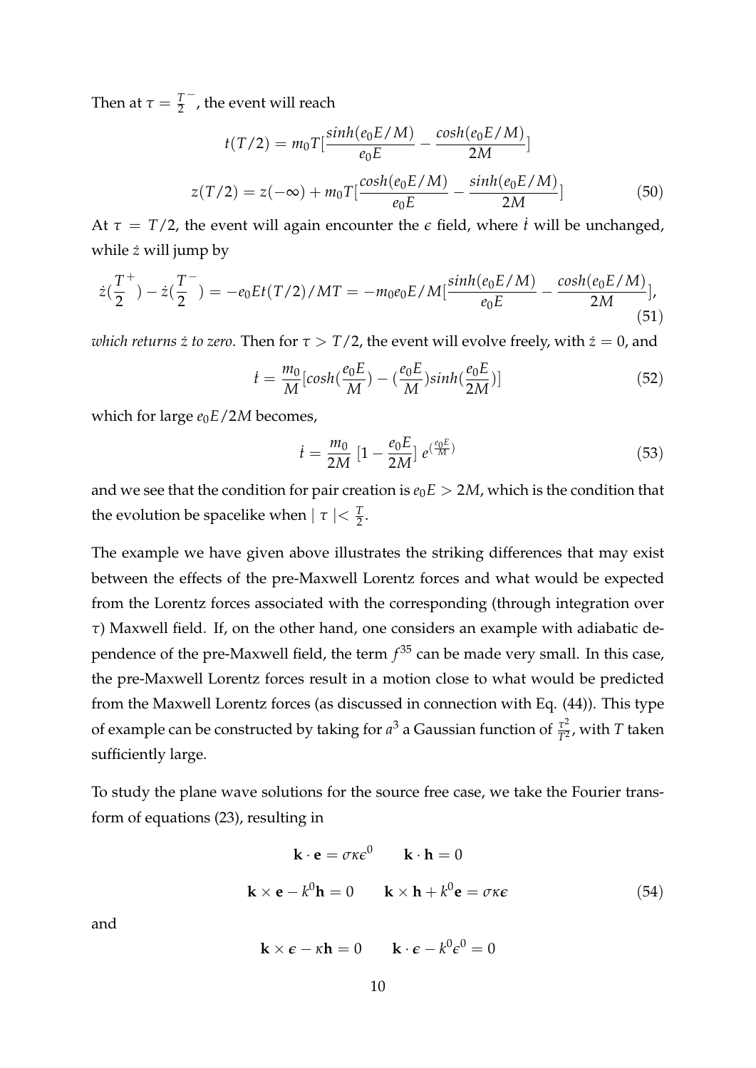Then at $\tau = \frac{T}{2}^-$, the event will reach

$$
t(T/2) = m_0 T [\frac{sinh(e_0 E/M)}{e_0 E} - \frac{cosh(e_0 E/M)}{2M}]
$$

$$
z(T/2) = z(-\infty) + m_0 T [\frac{cosh(e_0 E/M)}{e_0 E} - \frac{sinh(e_0 E/M)}{2M}] \tag{50}
$$

At $\tau = T/2$, the event will again encounter the $\epsilon$ field, where $\dot{t}$ will be unchanged, while $\dot{z}$ will jump by

$$
\dot{z}(\frac{T}{2}^+) - \dot{z}(\frac{T}{2}^-) = -e_0 E t(T/2)/MT = -m_0 e_0 E/M [\frac{sinh(e_0 E/M)}{e_0 E} - \frac{cosh(e_0 E/M)}{2M}], \tag{51}
$$

*which returns $\dot{z}$ to zero*. Then for $\tau > T/2$, the event will evolve freely, with $\dot{z} = 0$, and

$$
\dot{t} = \frac{m_0}{M} [cosh(\frac{e_0 E}{M}) - (\frac{e_0 E}{M}) sinh(\frac{e_0 E}{2M})] \tag{52}
$$

which for large $e_0 E/2M$ becomes,

$$
\dot{t} = \frac{m_0}{2M} \; [1 - \frac{e_0 E}{2M}] \; e^{(\frac{e_0 E}{M})} \tag{53}
$$

and we see that the condition for pair creation is $e_0 E > 2M$, which is the condition that the evolution be spacelike when $\mid \tau \mid < \frac{T}{2}$.

The example we have given above illustrates the striking differences that may exist between the effects of the pre-Maxwell Lorentz forces and what would be expected from the Lorentz forces associated with the corresponding (through integration over $\tau$) Maxwell field. If, on the other hand, one considers an example with adiabatic dependence of the pre-Maxwell field, the term $f^{35}$ can be made very small. In this case, the pre-Maxwell Lorentz forces result in a motion close to what would be predicted from the Maxwell Lorentz forces (as discussed in connection with Eq. (44)). This type of example can be constructed by taking for $a^3$ a Gaussian function of $\frac{\tau^2}{T^2}$, with $T$ taken sufficiently large.

To study the plane wave solutions for the source free case, we take the Fourier transform of equations (23), resulting in

$$
\mathbf{k} \cdot \mathbf{e} = \sigma \kappa \epsilon^0 \qquad \mathbf{k} \cdot \mathbf{h} = 0
$$

$$
\mathbf{k} \times \mathbf{e} - k^0 \mathbf{h} = 0 \qquad \mathbf{k} \times \mathbf{h} + k^0 \mathbf{e} = \sigma \kappa \boldsymbol{\epsilon} \tag{54}
$$

and

$$
\mathbf{k} \times \boldsymbol{\epsilon} - \kappa \mathbf{h} = 0 \qquad \mathbf{k} \cdot \boldsymbol{\epsilon} - k^0 \epsilon^0 = 0
$$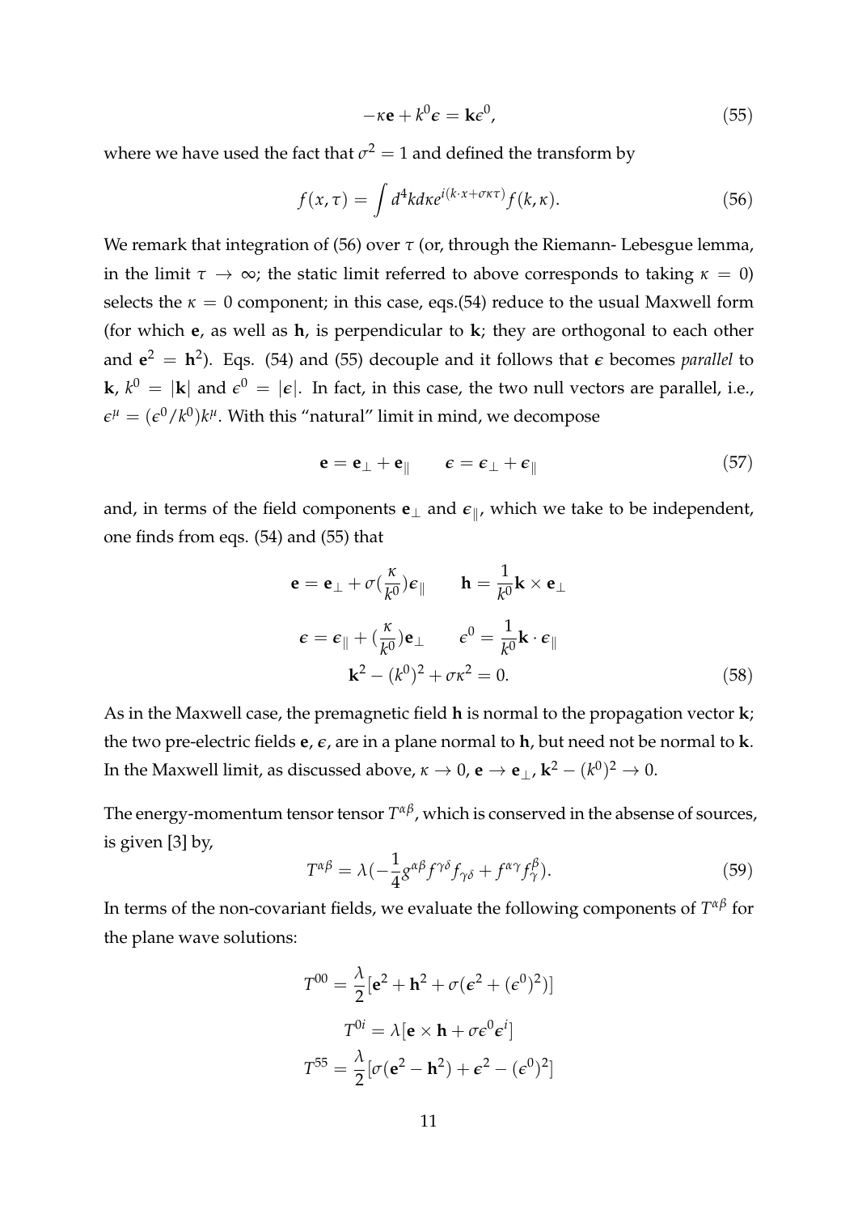$$-\kappa \mathbf{e} + k^0 \boldsymbol{\epsilon} = \mathbf{k}\epsilon^0, \tag{55}$$

where we have used the fact that $\sigma^2 = 1$ and defined the transform by

$$f(x,\tau) = \int d^4k d\kappa e^{i(k\cdot x + \sigma\kappa\tau)} f(k,\kappa). \tag{56}$$

We remark that integration of (56) over $\tau$ (or, through the Riemann- Lebesgue lemma, in the limit $\tau \to \infty$; the static limit referred to above corresponds to taking $\kappa = 0$) selects the $\kappa = 0$ component; in this case, eqs.(54) reduce to the usual Maxwell form (for which $\mathbf{e}$, as well as $\mathbf{h}$, is perpendicular to $\mathbf{k}$; they are orthogonal to each other and $\mathbf{e}^2 = \mathbf{h}^2$). Eqs. (54) and (55) decouple and it follows that $\boldsymbol{\epsilon}$ becomes *parallel* to $\mathbf{k}$, $k^0 = |\mathbf{k}|$ and $\epsilon^0 = |\boldsymbol{\epsilon}|$. In fact, in this case, the two null vectors are parallel, i.e., $\epsilon^\mu = (\epsilon^0/k^0)k^\mu$. With this "natural" limit in mind, we decompose

$$\mathbf{e} = \mathbf{e}_\perp + \mathbf{e}_\parallel \qquad \boldsymbol{\epsilon} = \boldsymbol{\epsilon}_\perp + \boldsymbol{\epsilon}_\parallel \tag{57}$$

and, in terms of the field components $\mathbf{e}_\perp$ and $\boldsymbol{\epsilon}_\parallel$, which we take to be independent, one finds from eqs. (54) and (55) that

$$\begin{gathered}
\mathbf{e} = \mathbf{e}_\perp + \sigma(\frac{\kappa}{k^0})\boldsymbol{\epsilon}_\parallel \qquad \mathbf{h} = \frac{1}{k^0}\mathbf{k}\times\mathbf{e}_\perp \\
\boldsymbol{\epsilon} = \boldsymbol{\epsilon}_\parallel + (\frac{\kappa}{k^0})\mathbf{e}_\perp \qquad \epsilon^0 = \frac{1}{k^0}\mathbf{k}\cdot\boldsymbol{\epsilon}_\parallel \\
\mathbf{k}^2 - (k^0)^2 + \sigma\kappa^2 = 0.
\end{gathered} \tag{58}$$

As in the Maxwell case, the premagnetic field $\mathbf{h}$ is normal to the propagation vector $\mathbf{k}$; the two pre-electric fields $\mathbf{e}$, $\boldsymbol{\epsilon}$, are in a plane normal to $\mathbf{h}$, but need not be normal to $\mathbf{k}$. In the Maxwell limit, as discussed above, $\kappa \to 0$, $\mathbf{e} \to \mathbf{e}_\perp$, $\mathbf{k}^2 - (k^0)^2 \to 0$.

The energy-momentum tensor tensor $T^{\alpha\beta}$, which is conserved in the absense of sources, is given [3] by,

$$T^{\alpha\beta} = \lambda(-\frac{1}{4}g^{\alpha\beta}f^{\gamma\delta}f_{\gamma\delta} + f^{\alpha\gamma}f^\beta_\gamma). \tag{59}$$

In terms of the non-covariant fields, we evaluate the following components of $T^{\alpha\beta}$ for the plane wave solutions:

$$\begin{gathered}
T^{00} = \frac{\lambda}{2}[\mathbf{e}^2 + \mathbf{h}^2 + \sigma(\boldsymbol{\epsilon}^2 + (\epsilon^0)^2)] \\
T^{0i} = \lambda[\mathbf{e}\times\mathbf{h} + \sigma\epsilon^0\epsilon^i] \\
T^{55} = \frac{\lambda}{2}[\sigma(\mathbf{e}^2 - \mathbf{h}^2) + \boldsymbol{\epsilon}^2 - (\epsilon^0)^2]
\end{gathered}$$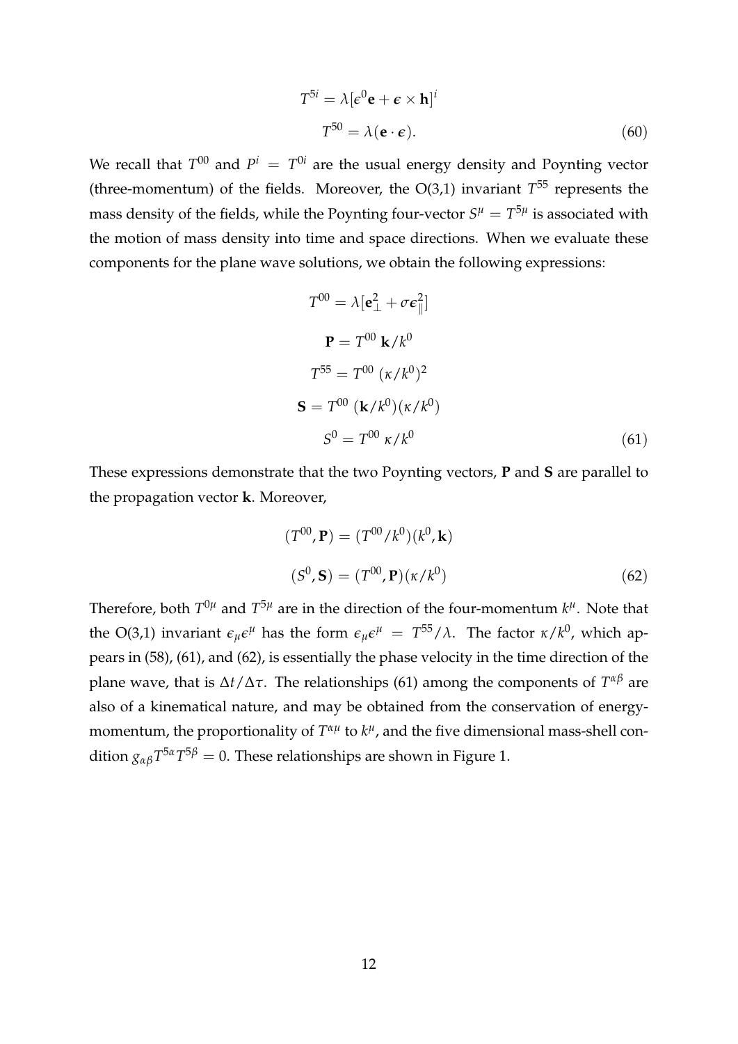$$
\begin{aligned}
T^{5i} &= \lambda[\epsilon^0 \mathbf{e} + \boldsymbol{\epsilon} \times \mathbf{h}]^i \\
T^{50} &= \lambda(\mathbf{e} \cdot \boldsymbol{\epsilon}).
\end{aligned}
\tag{60}
$$

We recall that $T^{00}$ and $P^i = T^{0i}$ are the usual energy density and Poynting vector (three-momentum) of the fields. Moreover, the O(3,1) invariant $T^{55}$ represents the mass density of the fields, while the Poynting four-vector $S^\mu = T^{5\mu}$ is associated with the motion of mass density into time and space directions. When we evaluate these components for the plane wave solutions, we obtain the following expressions:

$$
\begin{aligned}
T^{00} &= \lambda[\mathbf{e}_\perp^2 + \sigma \boldsymbol{\epsilon}_\parallel^2] \\
\mathbf{P} &= T^{00}\ \mathbf{k}/k^0 \\
T^{55} &= T^{00}\ (\kappa/k^0)^2 \\
\mathbf{S} &= T^{00}\ (\mathbf{k}/k^0)(\kappa/k^0) \\
S^0 &= T^{00}\ \kappa/k^0
\end{aligned}
\tag{61}
$$

These expressions demonstrate that the two Poynting vectors, $\mathbf{P}$ and $\mathbf{S}$ are parallel to the propagation vector $\mathbf{k}$. Moreover,

$$
\begin{aligned}
(T^{00}, \mathbf{P}) &= (T^{00}/k^0)(k^0, \mathbf{k}) \\
(S^0, \mathbf{S}) &= (T^{00}, \mathbf{P})(\kappa/k^0)
\end{aligned}
\tag{62}
$$

Therefore, both $T^{0\mu}$ and $T^{5\mu}$ are in the direction of the four-momentum $k^\mu$. Note that the O(3,1) invariant $\epsilon_\mu \epsilon^\mu$ has the form $\epsilon_\mu \epsilon^\mu = T^{55}/\lambda$. The factor $\kappa/k^0$, which appears in (58), (61), and (62), is essentially the phase velocity in the time direction of the plane wave, that is $\Delta t/\Delta\tau$. The relationships (61) among the components of $T^{\alpha\beta}$ are also of a kinematical nature, and may be obtained from the conservation of energy-momentum, the proportionality of $T^{\alpha\mu}$ to $k^\mu$, and the five dimensional mass-shell condition $g_{\alpha\beta} T^{5\alpha} T^{5\beta} = 0$. These relationships are shown in Figure 1.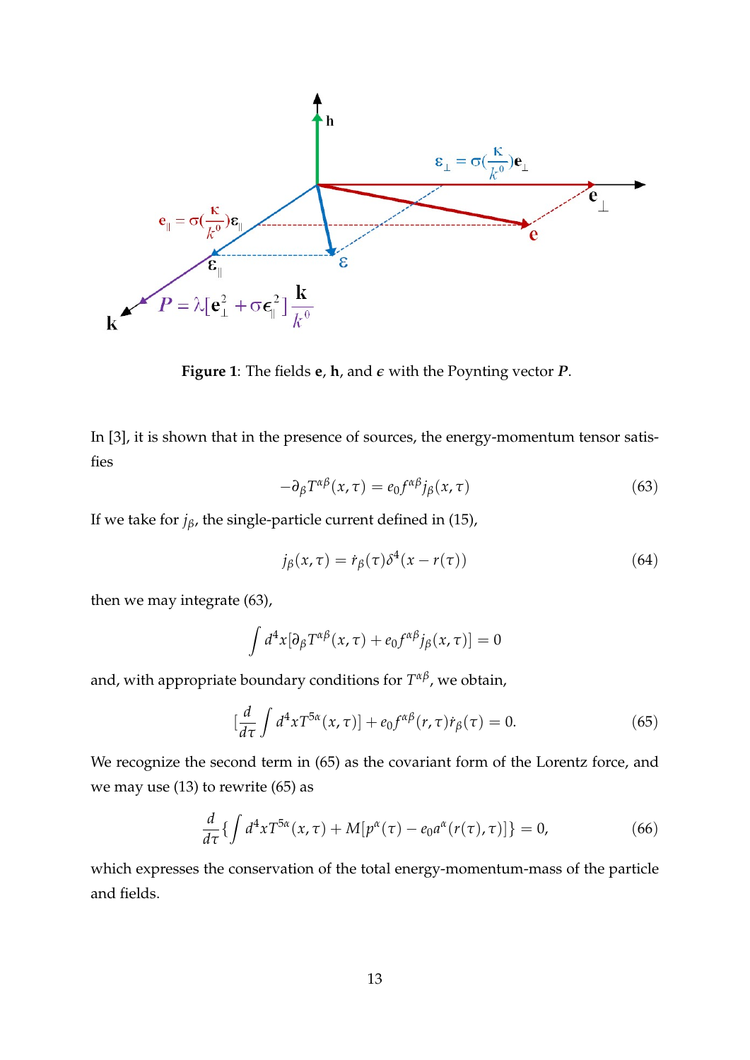**Figure 1**: The fields **e**, **h**, and $\epsilon$ with the Poynting vector $\boldsymbol{P}$.

In [3], it is shown that in the presence of sources, the energy-momentum tensor satisfies

$$-\partial_\beta T^{\alpha\beta}(x,\tau) = e_0 f^{\alpha\beta} j_\beta(x,\tau) \tag{63}$$

If we take for $j_\beta$, the single-particle current defined in (15),

$$j_\beta(x,\tau) = \dot{r}_\beta(\tau)\delta^4(x - r(\tau)) \tag{64}$$

then we may integrate (63),

$$\int d^4x[\partial_\beta T^{\alpha\beta}(x,\tau) + e_0 f^{\alpha\beta} j_\beta(x,\tau)] = 0$$

and, with appropriate boundary conditions for $T^{\alpha\beta}$, we obtain,

$$[\frac{d}{d\tau}\int d^4x T^{5\alpha}(x,\tau)] + e_0 f^{\alpha\beta}(r,\tau)\dot{r}_\beta(\tau) = 0. \tag{65}$$

We recognize the second term in (65) as the covariant form of the Lorentz force, and we may use (13) to rewrite (65) as

$$\frac{d}{d\tau}\{\int d^4x T^{5\alpha}(x,\tau) + M[p^\alpha(\tau) - e_0 a^\alpha(r(\tau),\tau)]\} = 0, \tag{66}$$

which expresses the conservation of the total energy-momentum-mass of the particle and fields.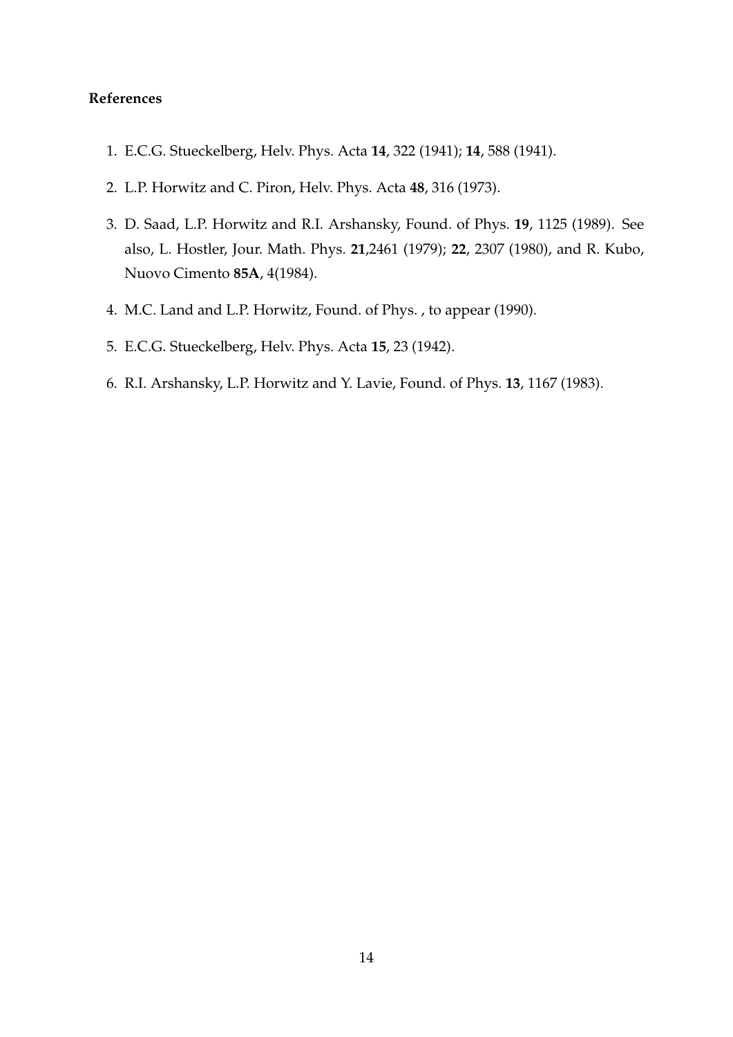**References**

1. E.C.G. Stueckelberg, Helv. Phys. Acta **14**, 322 (1941); **14**, 588 (1941).
2. L.P. Horwitz and C. Piron, Helv. Phys. Acta **48**, 316 (1973).
3. D. Saad, L.P. Horwitz and R.I. Arshansky, Found. of Phys. **19**, 1125 (1989). See also, L. Hostler, Jour. Math. Phys. **21**,2461 (1979); **22**, 2307 (1980), and R. Kubo, Nuovo Cimento **85A**, 4(1984).
4. M.C. Land and L.P. Horwitz, Found. of Phys. , to appear (1990).
5. E.C.G. Stueckelberg, Helv. Phys. Acta **15**, 23 (1942).
6. R.I. Arshansky, L.P. Horwitz and Y. Lavie, Found. of Phys. **13**, 1167 (1983).